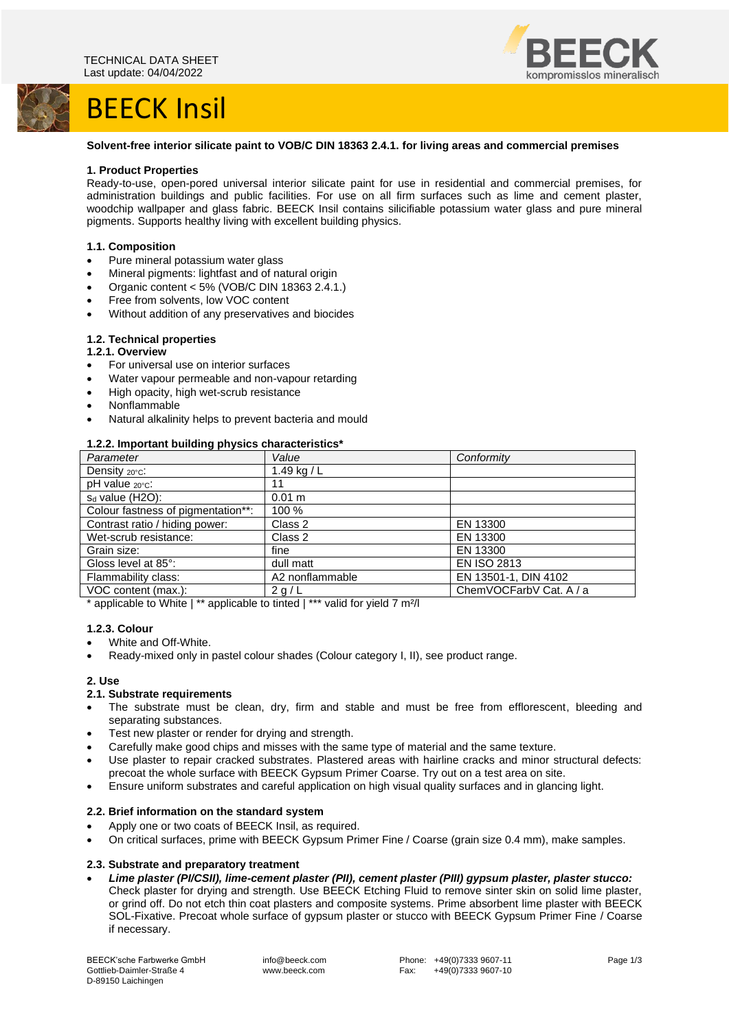TECHNICAL DATA SHEET
Last update: 04/04/2022

# BEECK Insil

**Solvent-free interior silicate paint to VOB/C DIN 18363 2.4.1. for living areas and commercial premises**

## 1. Product Properties

Ready-to-use, open-pored universal interior silicate paint for use in residential and commercial premises, for administration buildings and public facilities. For use on all firm surfaces such as lime and cement plaster, woodchip wallpaper and glass fabric. BEECK Insil contains silicifiable potassium water glass and pure mineral pigments. Supports healthy living with excellent building physics.

### 1.1. Composition

- Pure mineral potassium water glass
- Mineral pigments: lightfast and of natural origin
- Organic content < 5% (VOB/C DIN 18363 2.4.1.)
- Free from solvents, low VOC content
- Without addition of any preservatives and biocides

### 1.2. Technical properties

#### 1.2.1. Overview

- For universal use on interior surfaces
- Water vapour permeable and non-vapour retarding
- High opacity, high wet-scrub resistance
- Nonflammable
- Natural alkalinity helps to prevent bacteria and mould

#### 1.2.2. Important building physics characteristics*

| *Parameter* | *Value* | *Conformity* |
|---|---|---|
| Density $_{20°C}$: | 1.49 kg / L | |
| pH value $_{20°C}$: | 11 | |
| $s_d$ value (H2O): | 0.01 m | |
| Colour fastness of pigmentation**: | 100 % | |
| Contrast ratio / hiding power: | Class 2 | EN 13300 |
| Wet-scrub resistance: | Class 2 | EN 13300 |
| Grain size: | fine | EN 13300 |
| Gloss level at 85°: | dull matt | EN ISO 2813 |
| Flammability class: | A2 nonflammable | EN 13501-1, DIN 4102 |
| VOC content (max.): | 2 g / L | ChemVOCFarbV Cat. A / a |

* applicable to White | ** applicable to tinted | *** valid for yield 7 m²/l

#### 1.2.3. Colour

- White and Off-White.
- Ready-mixed only in pastel colour shades (Colour category I, II), see product range.

## 2. Use

### 2.1. Substrate requirements

- The substrate must be clean, dry, firm and stable and must be free from efflorescent, bleeding and separating substances.
- Test new plaster or render for drying and strength.
- Carefully make good chips and misses with the same type of material and the same texture.
- Use plaster to repair cracked substrates. Plastered areas with hairline cracks and minor structural defects: precoat the whole surface with BEECK Gypsum Primer Coarse. Try out on a test area on site.
- Ensure uniform substrates and careful application on high visual quality surfaces and in glancing light.

### 2.2. Brief information on the standard system

- Apply one or two coats of BEECK Insil, as required.
- On critical surfaces, prime with BEECK Gypsum Primer Fine / Coarse (grain size 0.4 mm), make samples.

### 2.3. Substrate and preparatory treatment

- ***Lime plaster (PI/CSII), lime-cement plaster (PII), cement plaster (PIII) gypsum plaster, plaster stucco:*** Check plaster for drying and strength. Use BEECK Etching Fluid to remove sinter skin on solid lime plaster, or grind off. Do not etch thin coat plasters and composite systems. Prime absorbent lime plaster with BEECK SOL-Fixative. Precoat whole surface of gypsum plaster or stucco with BEECK Gypsum Primer Fine / Coarse if necessary.

BEECK'sche Farbwerke GmbH
Gottlieb-Daimler-Straße 4
D-89150 Laichingen

info@beeck.com
www.beeck.com

Phone: +49(0)7333 9607-11
Fax: +49(0)7333 9607-10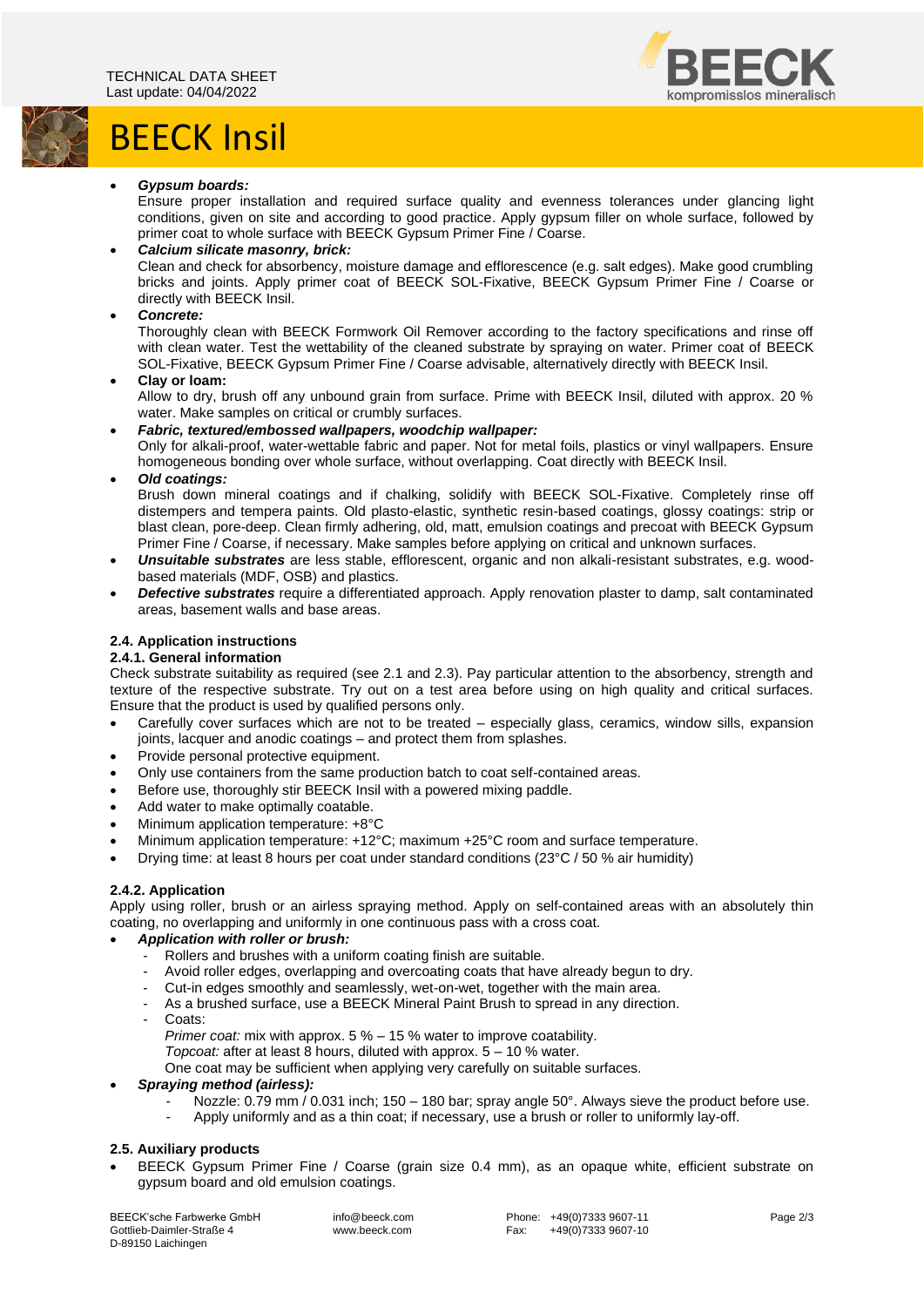- ***Gypsum boards:***
  Ensure proper installation and required surface quality and evenness tolerances under glancing light conditions, given on site and according to good practice. Apply gypsum filler on whole surface, followed by primer coat to whole surface with BEECK Gypsum Primer Fine / Coarse.
- ***Calcium silicate masonry, brick:***
  Clean and check for absorbency, moisture damage and efflorescence (e.g. salt edges). Make good crumbling bricks and joints. Apply primer coat of BEECK SOL-Fixative, BEECK Gypsum Primer Fine / Coarse or directly with BEECK Insil.
- ***Concrete:***
  Thoroughly clean with BEECK Formwork Oil Remover according to the factory specifications and rinse off with clean water. Test the wettability of the cleaned substrate by spraying on water. Primer coat of BEECK SOL-Fixative, BEECK Gypsum Primer Fine / Coarse advisable, alternatively directly with BEECK Insil.
- **Clay or loam:**
  Allow to dry, brush off any unbound grain from surface. Prime with BEECK Insil, diluted with approx. 20 % water. Make samples on critical or crumbly surfaces.
- ***Fabric, textured/embossed wallpapers, woodchip wallpaper:***
  Only for alkali-proof, water-wettable fabric and paper. Not for metal foils, plastics or vinyl wallpapers. Ensure homogeneous bonding over whole surface, without overlapping. Coat directly with BEECK Insil.
- ***Old coatings:***
  Brush down mineral coatings and if chalking, solidify with BEECK SOL-Fixative. Completely rinse off distempers and tempera paints. Old plasto-elastic, synthetic resin-based coatings, glossy coatings: strip or blast clean, pore-deep. Clean firmly adhering, old, matt, emulsion coatings and precoat with BEECK Gypsum Primer Fine / Coarse, if necessary. Make samples before applying on critical and unknown surfaces.
- ***Unsuitable substrates*** are less stable, efflorescent, organic and non alkali-resistant substrates, e.g. wood-based materials (MDF, OSB) and plastics.
- ***Defective substrates*** require a differentiated approach. Apply renovation plaster to damp, salt contaminated areas, basement walls and base areas.

### 2.4. Application instructions

#### 2.4.1. General information

Check substrate suitability as required (see 2.1 and 2.3). Pay particular attention to the absorbency, strength and texture of the respective substrate. Try out on a test area before using on high quality and critical surfaces. Ensure that the product is used by qualified persons only.

- Carefully cover surfaces which are not to be treated – especially glass, ceramics, window sills, expansion joints, lacquer and anodic coatings – and protect them from splashes.
- Provide personal protective equipment.
- Only use containers from the same production batch to coat self-contained areas.
- Before use, thoroughly stir BEECK Insil with a powered mixing paddle.
- Add water to make optimally coatable.
- Minimum application temperature: +8°C
- Minimum application temperature: +12°C; maximum +25°C room and surface temperature.
- Drying time: at least 8 hours per coat under standard conditions (23°C / 50 % air humidity)

#### 2.4.2. Application

Apply using roller, brush or an airless spraying method. Apply on self-contained areas with an absolutely thin coating, no overlapping and uniformly in one continuous pass with a cross coat.

- ***Application with roller or brush:***
  - Rollers and brushes with a uniform coating finish are suitable.
  - Avoid roller edges, overlapping and overcoating coats that have already begun to dry.
  - Cut-in edges smoothly and seamlessly, wet-on-wet, together with the main area.
  - As a brushed surface, use a BEECK Mineral Paint Brush to spread in any direction.
  - Coats:
    *Primer coat:* mix with approx. 5 % – 15 % water to improve coatability.
    *Topcoat:* after at least 8 hours, diluted with approx. 5 – 10 % water.
    One coat may be sufficient when applying very carefully on suitable surfaces.
- ***Spraying method (airless):***
  - Nozzle: 0.79 mm / 0.031 inch; 150 – 180 bar; spray angle 50°. Always sieve the product before use.
  - Apply uniformly and as a thin coat; if necessary, use a brush or roller to uniformly lay-off.

### 2.5. Auxiliary products

- BEECK Gypsum Primer Fine / Coarse (grain size 0.4 mm), as an opaque white, efficient substrate on gypsum board and old emulsion coatings.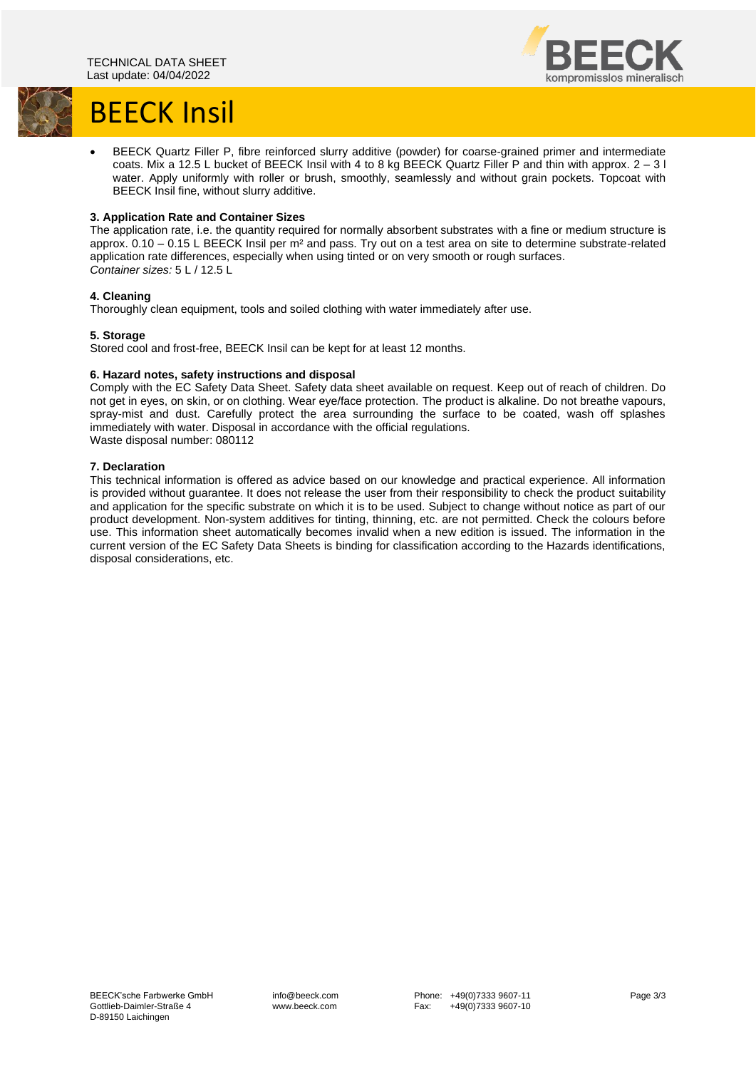# BEECK Insil

- BEECK Quartz Filler P, fibre reinforced slurry additive (powder) for coarse-grained primer and intermediate coats. Mix a 12.5 L bucket of BEECK Insil with 4 to 8 kg BEECK Quartz Filler P and thin with approx. 2 – 3 l water. Apply uniformly with roller or brush, smoothly, seamlessly and without grain pockets. Topcoat with BEECK Insil fine, without slurry additive.

**3. Application Rate and Container Sizes**

The application rate, i.e. the quantity required for normally absorbent substrates with a fine or medium structure is approx. 0.10 – 0.15 L BEECK Insil per m² and pass. Try out on a test area on site to determine substrate-related application rate differences, especially when using tinted or on very smooth or rough surfaces.

*Container sizes:* 5 L / 12.5 L

**4. Cleaning**

Thoroughly clean equipment, tools and soiled clothing with water immediately after use.

**5. Storage**

Stored cool and frost-free, BEECK Insil can be kept for at least 12 months.

**6. Hazard notes, safety instructions and disposal**

Comply with the EC Safety Data Sheet. Safety data sheet available on request. Keep out of reach of children. Do not get in eyes, on skin, or on clothing. Wear eye/face protection. The product is alkaline. Do not breathe vapours, spray-mist and dust. Carefully protect the area surrounding the surface to be coated, wash off splashes immediately with water. Disposal in accordance with the official regulations.

Waste disposal number: 080112

**7. Declaration**

This technical information is offered as advice based on our knowledge and practical experience. All information is provided without guarantee. It does not release the user from their responsibility to check the product suitability and application for the specific substrate on which it is to be used. Subject to change without notice as part of our product development. Non-system additives for tinting, thinning, etc. are not permitted. Check the colours before use. This information sheet automatically becomes invalid when a new edition is issued. The information in the current version of the EC Safety Data Sheets is binding for classification according to the Hazards identifications, disposal considerations, etc.